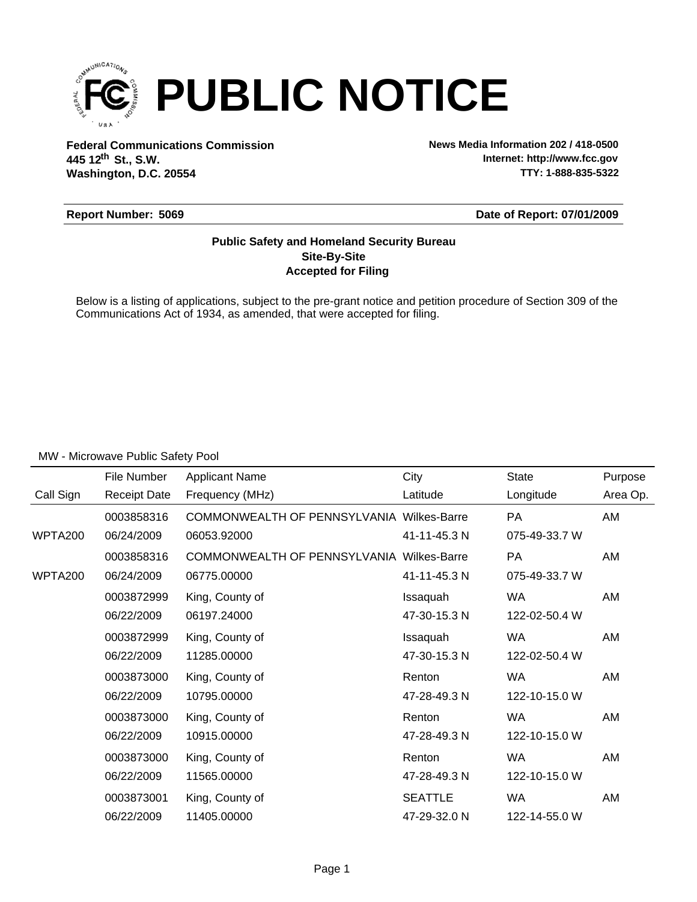# PUBLIC NOTICE

**Federal Communications Commission**
**445 12th St., S.W.**
**Washington, D.C. 20554**

**News Media Information 202 / 418-0500**
**Internet: http://www.fcc.gov**
**TTY: 1-888-835-5322**

**Report Number: 5069** | **Date of Report: 07/01/2009**

**Public Safety and Homeland Security Bureau**
**Site-By-Site**
**Accepted for Filing**

Below is a listing of applications, subject to the pre-grant notice and petition procedure of Section 309 of the Communications Act of 1934, as amended, that were accepted for filing.

MW - Microwave Public Safety Pool

| Call Sign | File Number / Receipt Date | Applicant Name / Frequency (MHz) | City / Latitude | State / Longitude | Purpose / Area Op. |
|---|---|---|---|---|---|
| | 0003858316 | COMMONWEALTH OF PENNSYLVANIA | Wilkes-Barre | PA | AM |
| WPTA200 | 06/24/2009 | 06053.92000 | 41-11-45.3 N | 075-49-33.7 W | |
| | 0003858316 | COMMONWEALTH OF PENNSYLVANIA | Wilkes-Barre | PA | AM |
| WPTA200 | 06/24/2009 | 06775.00000 | 41-11-45.3 N | 075-49-33.7 W | |
| | 0003872999 | King, County of | Issaquah | WA | AM |
| | 06/22/2009 | 06197.24000 | 47-30-15.3 N | 122-02-50.4 W | |
| | 0003872999 | King, County of | Issaquah | WA | AM |
| | 06/22/2009 | 11285.00000 | 47-30-15.3 N | 122-02-50.4 W | |
| | 0003873000 | King, County of | Renton | WA | AM |
| | 06/22/2009 | 10795.00000 | 47-28-49.3 N | 122-10-15.0 W | |
| | 0003873000 | King, County of | Renton | WA | AM |
| | 06/22/2009 | 10915.00000 | 47-28-49.3 N | 122-10-15.0 W | |
| | 0003873000 | King, County of | Renton | WA | AM |
| | 06/22/2009 | 11565.00000 | 47-28-49.3 N | 122-10-15.0 W | |
| | 0003873001 | King, County of | SEATTLE | WA | AM |
| | 06/22/2009 | 11405.00000 | 47-29-32.0 N | 122-14-55.0 W | |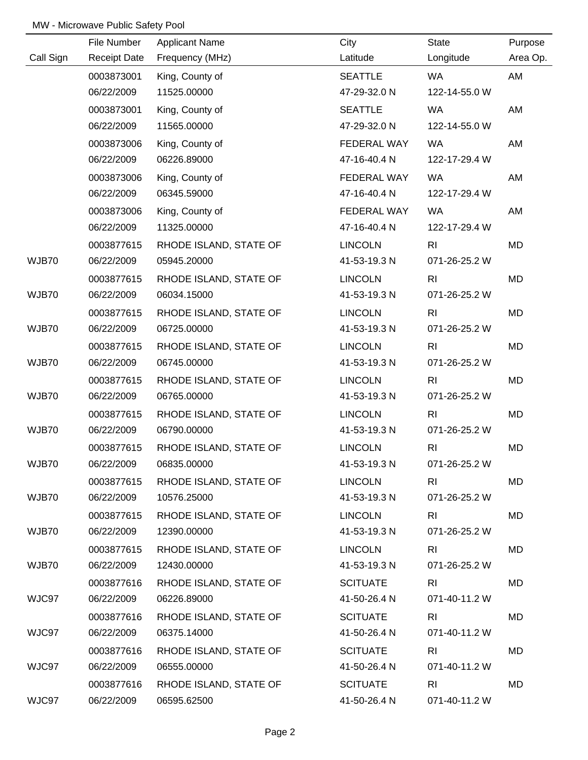MW - Microwave Public Safety Pool

| Call Sign | File Number<br>Receipt Date | Applicant Name<br>Frequency (MHz) | City<br>Latitude | State<br>Longitude | Purpose<br>Area Op. |
|---|---|---|---|---|---|
| | 0003873001<br>06/22/2009 | King, County of<br>11525.00000 | SEATTLE<br>47-29-32.0 N | WA<br>122-14-55.0 W | AM |
| | 0003873001<br>06/22/2009 | King, County of<br>11565.00000 | SEATTLE<br>47-29-32.0 N | WA<br>122-14-55.0 W | AM |
| | 0003873006<br>06/22/2009 | King, County of<br>06226.89000 | FEDERAL WAY<br>47-16-40.4 N | WA<br>122-17-29.4 W | AM |
| | 0003873006<br>06/22/2009 | King, County of<br>06345.59000 | FEDERAL WAY<br>47-16-40.4 N | WA<br>122-17-29.4 W | AM |
| | 0003873006<br>06/22/2009 | King, County of<br>11325.00000 | FEDERAL WAY<br>47-16-40.4 N | WA<br>122-17-29.4 W | AM |
| WJB70 | 0003877615<br>06/22/2009 | RHODE ISLAND, STATE OF<br>05945.20000 | LINCOLN<br>41-53-19.3 N | RI<br>071-26-25.2 W | MD |
| WJB70 | 0003877615<br>06/22/2009 | RHODE ISLAND, STATE OF<br>06034.15000 | LINCOLN<br>41-53-19.3 N | RI<br>071-26-25.2 W | MD |
| WJB70 | 0003877615<br>06/22/2009 | RHODE ISLAND, STATE OF<br>06725.00000 | LINCOLN<br>41-53-19.3 N | RI<br>071-26-25.2 W | MD |
| WJB70 | 0003877615<br>06/22/2009 | RHODE ISLAND, STATE OF<br>06745.00000 | LINCOLN<br>41-53-19.3 N | RI<br>071-26-25.2 W | MD |
| WJB70 | 0003877615<br>06/22/2009 | RHODE ISLAND, STATE OF<br>06765.00000 | LINCOLN<br>41-53-19.3 N | RI<br>071-26-25.2 W | MD |
| WJB70 | 0003877615<br>06/22/2009 | RHODE ISLAND, STATE OF<br>06790.00000 | LINCOLN<br>41-53-19.3 N | RI<br>071-26-25.2 W | MD |
| WJB70 | 0003877615<br>06/22/2009 | RHODE ISLAND, STATE OF<br>06835.00000 | LINCOLN<br>41-53-19.3 N | RI<br>071-26-25.2 W | MD |
| WJB70 | 0003877615<br>06/22/2009 | RHODE ISLAND, STATE OF<br>10576.25000 | LINCOLN<br>41-53-19.3 N | RI<br>071-26-25.2 W | MD |
| WJB70 | 0003877615<br>06/22/2009 | RHODE ISLAND, STATE OF<br>12390.00000 | LINCOLN<br>41-53-19.3 N | RI<br>071-26-25.2 W | MD |
| WJB70 | 0003877615<br>06/22/2009 | RHODE ISLAND, STATE OF<br>12430.00000 | LINCOLN<br>41-53-19.3 N | RI<br>071-26-25.2 W | MD |
| WJC97 | 0003877616<br>06/22/2009 | RHODE ISLAND, STATE OF<br>06226.89000 | SCITUATE<br>41-50-26.4 N | RI<br>071-40-11.2 W | MD |
| WJC97 | 0003877616<br>06/22/2009 | RHODE ISLAND, STATE OF<br>06375.14000 | SCITUATE<br>41-50-26.4 N | RI<br>071-40-11.2 W | MD |
| WJC97 | 0003877616<br>06/22/2009 | RHODE ISLAND, STATE OF<br>06555.00000 | SCITUATE<br>41-50-26.4 N | RI<br>071-40-11.2 W | MD |
| WJC97 | 0003877616<br>06/22/2009 | RHODE ISLAND, STATE OF<br>06595.62500 | SCITUATE<br>41-50-26.4 N | RI<br>071-40-11.2 W | MD |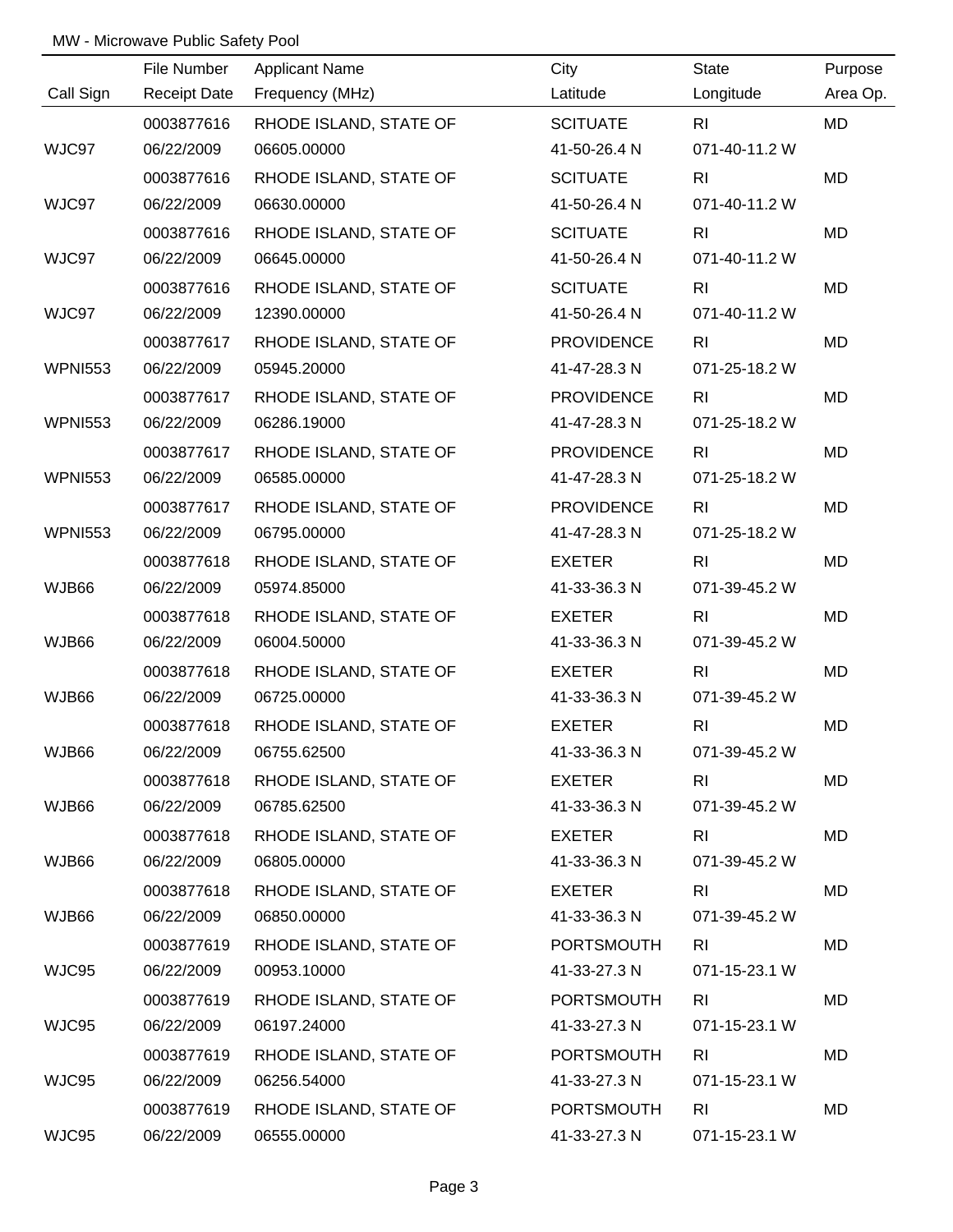MW - Microwave Public Safety Pool

| Call Sign | File Number / Receipt Date | Applicant Name / Frequency (MHz) | City / Latitude | State / Longitude | Purpose / Area Op. |
|---|---|---|---|---|---|
| | 0003877616 | RHODE ISLAND, STATE OF | SCITUATE | RI | MD |
| WJC97 | 06/22/2009 | 06605.00000 | 41-50-26.4 N | 071-40-11.2 W | |
| | 0003877616 | RHODE ISLAND, STATE OF | SCITUATE | RI | MD |
| WJC97 | 06/22/2009 | 06630.00000 | 41-50-26.4 N | 071-40-11.2 W | |
| | 0003877616 | RHODE ISLAND, STATE OF | SCITUATE | RI | MD |
| WJC97 | 06/22/2009 | 06645.00000 | 41-50-26.4 N | 071-40-11.2 W | |
| | 0003877616 | RHODE ISLAND, STATE OF | SCITUATE | RI | MD |
| WJC97 | 06/22/2009 | 12390.00000 | 41-50-26.4 N | 071-40-11.2 W | |
| | 0003877617 | RHODE ISLAND, STATE OF | PROVIDENCE | RI | MD |
| WPNI553 | 06/22/2009 | 05945.20000 | 41-47-28.3 N | 071-25-18.2 W | |
| | 0003877617 | RHODE ISLAND, STATE OF | PROVIDENCE | RI | MD |
| WPNI553 | 06/22/2009 | 06286.19000 | 41-47-28.3 N | 071-25-18.2 W | |
| | 0003877617 | RHODE ISLAND, STATE OF | PROVIDENCE | RI | MD |
| WPNI553 | 06/22/2009 | 06585.00000 | 41-47-28.3 N | 071-25-18.2 W | |
| | 0003877617 | RHODE ISLAND, STATE OF | PROVIDENCE | RI | MD |
| WPNI553 | 06/22/2009 | 06795.00000 | 41-47-28.3 N | 071-25-18.2 W | |
| | 0003877618 | RHODE ISLAND, STATE OF | EXETER | RI | MD |
| WJB66 | 06/22/2009 | 05974.85000 | 41-33-36.3 N | 071-39-45.2 W | |
| | 0003877618 | RHODE ISLAND, STATE OF | EXETER | RI | MD |
| WJB66 | 06/22/2009 | 06004.50000 | 41-33-36.3 N | 071-39-45.2 W | |
| | 0003877618 | RHODE ISLAND, STATE OF | EXETER | RI | MD |
| WJB66 | 06/22/2009 | 06725.00000 | 41-33-36.3 N | 071-39-45.2 W | |
| | 0003877618 | RHODE ISLAND, STATE OF | EXETER | RI | MD |
| WJB66 | 06/22/2009 | 06755.62500 | 41-33-36.3 N | 071-39-45.2 W | |
| | 0003877618 | RHODE ISLAND, STATE OF | EXETER | RI | MD |
| WJB66 | 06/22/2009 | 06785.62500 | 41-33-36.3 N | 071-39-45.2 W | |
| | 0003877618 | RHODE ISLAND, STATE OF | EXETER | RI | MD |
| WJB66 | 06/22/2009 | 06805.00000 | 41-33-36.3 N | 071-39-45.2 W | |
| | 0003877618 | RHODE ISLAND, STATE OF | EXETER | RI | MD |
| WJB66 | 06/22/2009 | 06850.00000 | 41-33-36.3 N | 071-39-45.2 W | |
| | 0003877619 | RHODE ISLAND, STATE OF | PORTSMOUTH | RI | MD |
| WJC95 | 06/22/2009 | 00953.10000 | 41-33-27.3 N | 071-15-23.1 W | |
| | 0003877619 | RHODE ISLAND, STATE OF | PORTSMOUTH | RI | MD |
| WJC95 | 06/22/2009 | 06197.24000 | 41-33-27.3 N | 071-15-23.1 W | |
| | 0003877619 | RHODE ISLAND, STATE OF | PORTSMOUTH | RI | MD |
| WJC95 | 06/22/2009 | 06256.54000 | 41-33-27.3 N | 071-15-23.1 W | |
| | 0003877619 | RHODE ISLAND, STATE OF | PORTSMOUTH | RI | MD |
| WJC95 | 06/22/2009 | 06555.00000 | 41-33-27.3 N | 071-15-23.1 W | |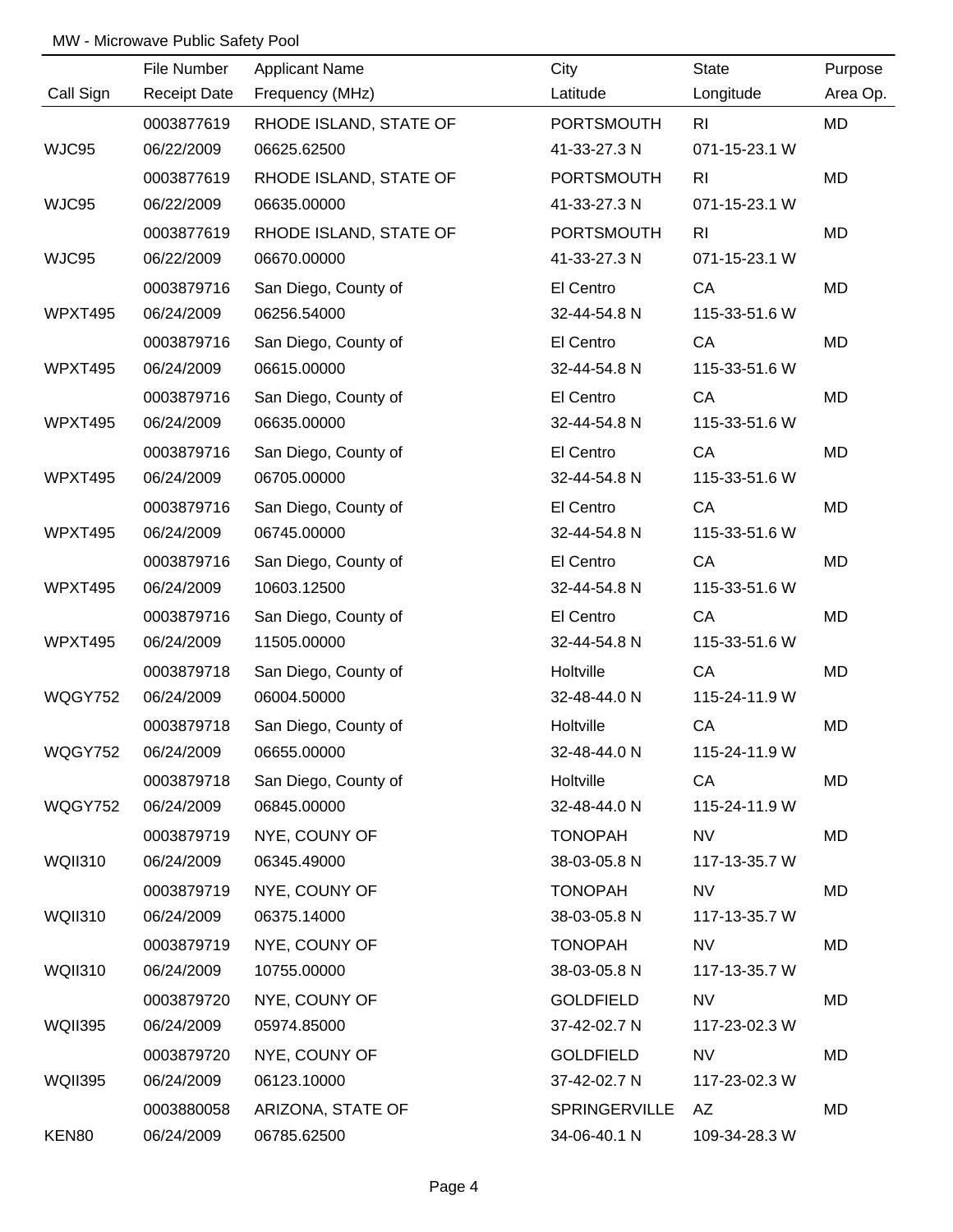MW - Microwave Public Safety Pool

| Call Sign | File Number / Receipt Date | Applicant Name / Frequency (MHz) | City / Latitude | State / Longitude | Purpose / Area Op. |
|---|---|---|---|---|---|
| | 0003877619 | RHODE ISLAND, STATE OF | PORTSMOUTH | RI | MD |
| WJC95 | 06/22/2009 | 06625.62500 | 41-33-27.3 N | 071-15-23.1 W | |
| | 0003877619 | RHODE ISLAND, STATE OF | PORTSMOUTH | RI | MD |
| WJC95 | 06/22/2009 | 06635.00000 | 41-33-27.3 N | 071-15-23.1 W | |
| | 0003877619 | RHODE ISLAND, STATE OF | PORTSMOUTH | RI | MD |
| WJC95 | 06/22/2009 | 06670.00000 | 41-33-27.3 N | 071-15-23.1 W | |
| | 0003879716 | San Diego, County of | El Centro | CA | MD |
| WPXT495 | 06/24/2009 | 06256.54000 | 32-44-54.8 N | 115-33-51.6 W | |
| | 0003879716 | San Diego, County of | El Centro | CA | MD |
| WPXT495 | 06/24/2009 | 06615.00000 | 32-44-54.8 N | 115-33-51.6 W | |
| | 0003879716 | San Diego, County of | El Centro | CA | MD |
| WPXT495 | 06/24/2009 | 06635.00000 | 32-44-54.8 N | 115-33-51.6 W | |
| | 0003879716 | San Diego, County of | El Centro | CA | MD |
| WPXT495 | 06/24/2009 | 06705.00000 | 32-44-54.8 N | 115-33-51.6 W | |
| | 0003879716 | San Diego, County of | El Centro | CA | MD |
| WPXT495 | 06/24/2009 | 06745.00000 | 32-44-54.8 N | 115-33-51.6 W | |
| | 0003879716 | San Diego, County of | El Centro | CA | MD |
| WPXT495 | 06/24/2009 | 10603.12500 | 32-44-54.8 N | 115-33-51.6 W | |
| | 0003879716 | San Diego, County of | El Centro | CA | MD |
| WPXT495 | 06/24/2009 | 11505.00000 | 32-44-54.8 N | 115-33-51.6 W | |
| | 0003879718 | San Diego, County of | Holtville | CA | MD |
| WQGY752 | 06/24/2009 | 06004.50000 | 32-48-44.0 N | 115-24-11.9 W | |
| | 0003879718 | San Diego, County of | Holtville | CA | MD |
| WQGY752 | 06/24/2009 | 06655.00000 | 32-48-44.0 N | 115-24-11.9 W | |
| | 0003879718 | San Diego, County of | Holtville | CA | MD |
| WQGY752 | 06/24/2009 | 06845.00000 | 32-48-44.0 N | 115-24-11.9 W | |
| | 0003879719 | NYE, COUNY OF | TONOPAH | NV | MD |
| WQII310 | 06/24/2009 | 06345.49000 | 38-03-05.8 N | 117-13-35.7 W | |
| | 0003879719 | NYE, COUNY OF | TONOPAH | NV | MD |
| WQII310 | 06/24/2009 | 06375.14000 | 38-03-05.8 N | 117-13-35.7 W | |
| | 0003879719 | NYE, COUNY OF | TONOPAH | NV | MD |
| WQII310 | 06/24/2009 | 10755.00000 | 38-03-05.8 N | 117-13-35.7 W | |
| | 0003879720 | NYE, COUNY OF | GOLDFIELD | NV | MD |
| WQII395 | 06/24/2009 | 05974.85000 | 37-42-02.7 N | 117-23-02.3 W | |
| | 0003879720 | NYE, COUNY OF | GOLDFIELD | NV | MD |
| WQII395 | 06/24/2009 | 06123.10000 | 37-42-02.7 N | 117-23-02.3 W | |
| | 0003880058 | ARIZONA, STATE OF | SPRINGERVILLE | AZ | MD |
| KEN80 | 06/24/2009 | 06785.62500 | 34-06-40.1 N | 109-34-28.3 W | |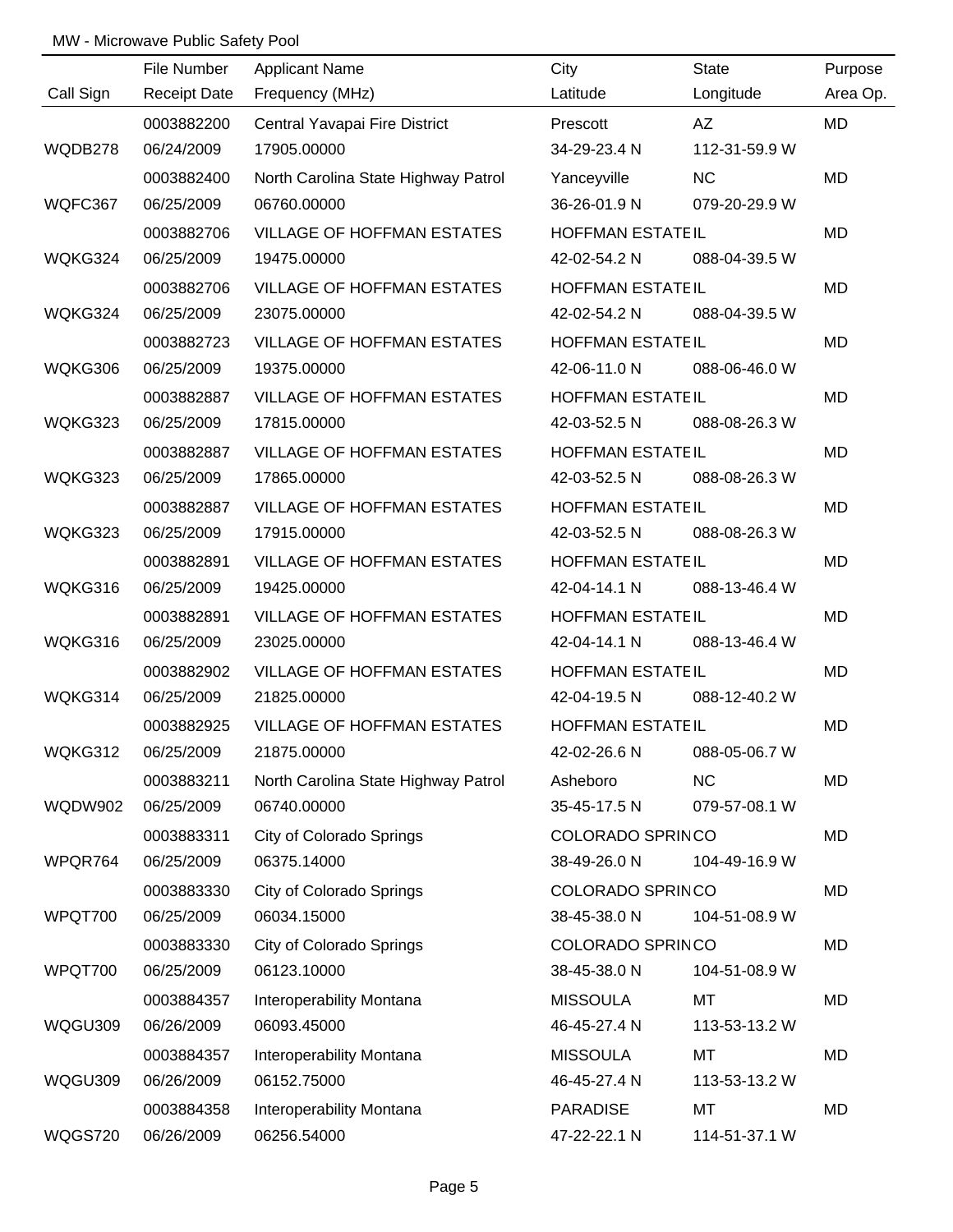MW - Microwave Public Safety Pool

| Call Sign | File Number<br>Receipt Date | Applicant Name<br>Frequency (MHz) | City<br>Latitude | State<br>Longitude | Purpose<br>Area Op. |
|---|---|---|---|---|---|
| WQDB278 | 0003882200<br>06/24/2009 | Central Yavapai Fire District<br>17905.00000 | Prescott<br>34-29-23.4 N | AZ<br>112-31-59.9 W | MD |
| WQFC367 | 0003882400<br>06/25/2009 | North Carolina State Highway Patrol<br>06760.00000 | Yanceyville<br>36-26-01.9 N | NC<br>079-20-29.9 W | MD |
| WQKG324 | 0003882706<br>06/25/2009 | VILLAGE OF HOFFMAN ESTATES<br>19475.00000 | HOFFMAN ESTATE<br>42-02-54.2 N | IL<br>088-04-39.5 W | MD |
| WQKG324 | 0003882706<br>06/25/2009 | VILLAGE OF HOFFMAN ESTATES<br>23075.00000 | HOFFMAN ESTATE<br>42-02-54.2 N | IL<br>088-04-39.5 W | MD |
| WQKG306 | 0003882723<br>06/25/2009 | VILLAGE OF HOFFMAN ESTATES<br>19375.00000 | HOFFMAN ESTATE<br>42-06-11.0 N | IL<br>088-06-46.0 W | MD |
| WQKG323 | 0003882887<br>06/25/2009 | VILLAGE OF HOFFMAN ESTATES<br>17815.00000 | HOFFMAN ESTATE<br>42-03-52.5 N | IL<br>088-08-26.3 W | MD |
| WQKG323 | 0003882887<br>06/25/2009 | VILLAGE OF HOFFMAN ESTATES<br>17865.00000 | HOFFMAN ESTATE<br>42-03-52.5 N | IL<br>088-08-26.3 W | MD |
| WQKG323 | 0003882887<br>06/25/2009 | VILLAGE OF HOFFMAN ESTATES<br>17915.00000 | HOFFMAN ESTATE<br>42-03-52.5 N | IL<br>088-08-26.3 W | MD |
| WQKG316 | 0003882891<br>06/25/2009 | VILLAGE OF HOFFMAN ESTATES<br>19425.00000 | HOFFMAN ESTATE<br>42-04-14.1 N | IL<br>088-13-46.4 W | MD |
| WQKG316 | 0003882891<br>06/25/2009 | VILLAGE OF HOFFMAN ESTATES<br>23025.00000 | HOFFMAN ESTATE<br>42-04-14.1 N | IL<br>088-13-46.4 W | MD |
| WQKG314 | 0003882902<br>06/25/2009 | VILLAGE OF HOFFMAN ESTATES<br>21825.00000 | HOFFMAN ESTATE<br>42-04-19.5 N | IL<br>088-12-40.2 W | MD |
| WQKG312 | 0003882925<br>06/25/2009 | VILLAGE OF HOFFMAN ESTATES<br>21875.00000 | HOFFMAN ESTATE<br>42-02-26.6 N | IL<br>088-05-06.7 W | MD |
| WQDW902 | 0003883211<br>06/25/2009 | North Carolina State Highway Patrol<br>06740.00000 | Asheboro<br>35-45-17.5 N | NC<br>079-57-08.1 W | MD |
| WPQR764 | 0003883311<br>06/25/2009 | City of Colorado Springs<br>06375.14000 | COLORADO SPRIN<br>38-49-26.0 N | CO<br>104-49-16.9 W | MD |
| WPQT700 | 0003883330<br>06/25/2009 | City of Colorado Springs<br>06034.15000 | COLORADO SPRIN<br>38-45-38.0 N | CO<br>104-51-08.9 W | MD |
| WPQT700 | 0003883330<br>06/25/2009 | City of Colorado Springs<br>06123.10000 | COLORADO SPRIN<br>38-45-38.0 N | CO<br>104-51-08.9 W | MD |
| WQGU309 | 0003884357<br>06/26/2009 | Interoperability Montana<br>06093.45000 | MISSOULA<br>46-45-27.4 N | MT<br>113-53-13.2 W | MD |
| WQGU309 | 0003884357<br>06/26/2009 | Interoperability Montana<br>06152.75000 | MISSOULA<br>46-45-27.4 N | MT<br>113-53-13.2 W | MD |
| WQGS720 | 0003884358<br>06/26/2009 | Interoperability Montana<br>06256.54000 | PARADISE<br>47-22-22.1 N | MT<br>114-51-37.1 W | MD |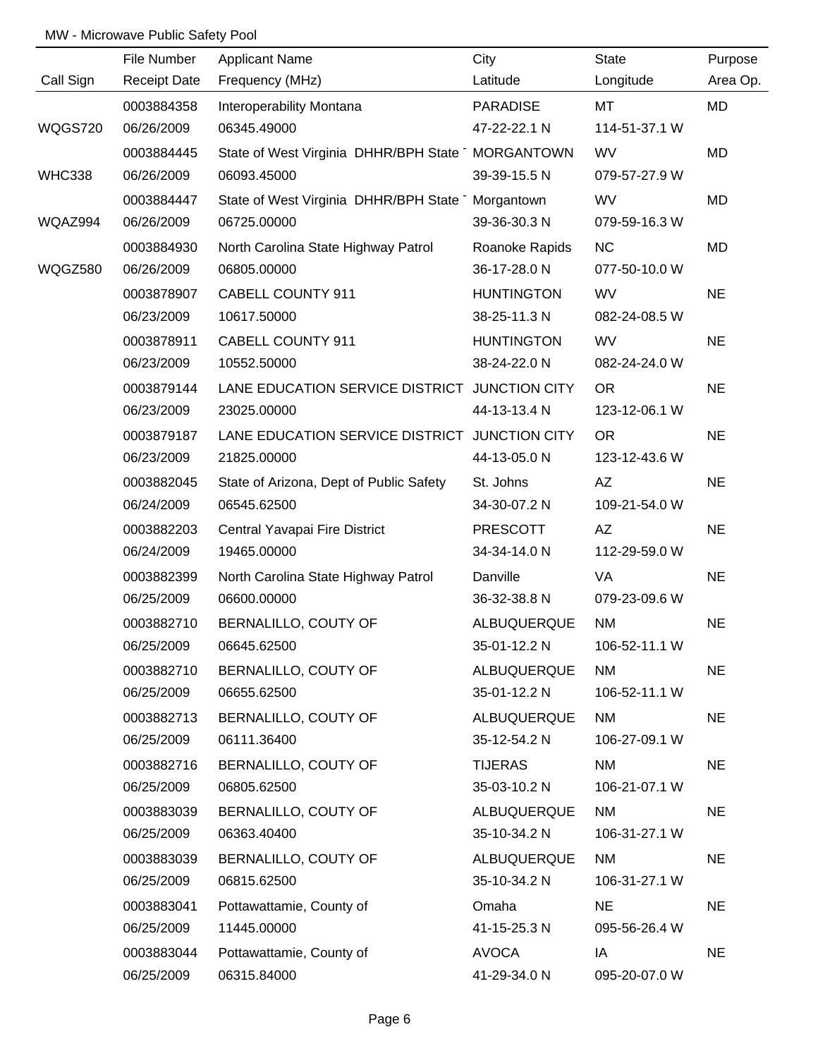MW - Microwave Public Safety Pool

| Call Sign | File Number / Receipt Date | Applicant Name / Frequency (MHz) | City / Latitude | State / Longitude | Purpose / Area Op. |
|---|---|---|---|---|---|
| | 0003884358 | Interoperability Montana | PARADISE | MT | MD |
| WQGS720 | 06/26/2009 | 06345.49000 | 47-22-22.1 N | 114-51-37.1 W | |
| | 0003884445 | State of West Virginia DHHR/BPH State | MORGANTOWN | WV | MD |
| WHC338 | 06/26/2009 | 06093.45000 | 39-39-15.5 N | 079-57-27.9 W | |
| | 0003884447 | State of West Virginia DHHR/BPH State | Morgantown | WV | MD |
| WQAZ994 | 06/26/2009 | 06725.00000 | 39-36-30.3 N | 079-59-16.3 W | |
| | 0003884930 | North Carolina State Highway Patrol | Roanoke Rapids | NC | MD |
| WQGZ580 | 06/26/2009 | 06805.00000 | 36-17-28.0 N | 077-50-10.0 W | |
| | 0003878907 | CABELL COUNTY 911 | HUNTINGTON | WV | NE |
| | 06/23/2009 | 10617.50000 | 38-25-11.3 N | 082-24-08.5 W | |
| | 0003878911 | CABELL COUNTY 911 | HUNTINGTON | WV | NE |
| | 06/23/2009 | 10552.50000 | 38-24-22.0 N | 082-24-24.0 W | |
| | 0003879144 | LANE EDUCATION SERVICE DISTRICT | JUNCTION CITY | OR | NE |
| | 06/23/2009 | 23025.00000 | 44-13-13.4 N | 123-12-06.1 W | |
| | 0003879187 | LANE EDUCATION SERVICE DISTRICT | JUNCTION CITY | OR | NE |
| | 06/23/2009 | 21825.00000 | 44-13-05.0 N | 123-12-43.6 W | |
| | 0003882045 | State of Arizona, Dept of Public Safety | St. Johns | AZ | NE |
| | 06/24/2009 | 06545.62500 | 34-30-07.2 N | 109-21-54.0 W | |
| | 0003882203 | Central Yavapai Fire District | PRESCOTT | AZ | NE |
| | 06/24/2009 | 19465.00000 | 34-34-14.0 N | 112-29-59.0 W | |
| | 0003882399 | North Carolina State Highway Patrol | Danville | VA | NE |
| | 06/25/2009 | 06600.00000 | 36-32-38.8 N | 079-23-09.6 W | |
| | 0003882710 | BERNALILLO, COUTY OF | ALBUQUERQUE | NM | NE |
| | 06/25/2009 | 06645.62500 | 35-01-12.2 N | 106-52-11.1 W | |
| | 0003882710 | BERNALILLO, COUTY OF | ALBUQUERQUE | NM | NE |
| | 06/25/2009 | 06655.62500 | 35-01-12.2 N | 106-52-11.1 W | |
| | 0003882713 | BERNALILLO, COUTY OF | ALBUQUERQUE | NM | NE |
| | 06/25/2009 | 06111.36400 | 35-12-54.2 N | 106-27-09.1 W | |
| | 0003882716 | BERNALILLO, COUTY OF | TIJERAS | NM | NE |
| | 06/25/2009 | 06805.62500 | 35-03-10.2 N | 106-21-07.1 W | |
| | 0003883039 | BERNALILLO, COUTY OF | ALBUQUERQUE | NM | NE |
| | 06/25/2009 | 06363.40400 | 35-10-34.2 N | 106-31-27.1 W | |
| | 0003883039 | BERNALILLO, COUTY OF | ALBUQUERQUE | NM | NE |
| | 06/25/2009 | 06815.62500 | 35-10-34.2 N | 106-31-27.1 W | |
| | 0003883041 | Pottawattamie, County of | Omaha | NE | NE |
| | 06/25/2009 | 11445.00000 | 41-15-25.3 N | 095-56-26.4 W | |
| | 0003883044 | Pottawattamie, County of | AVOCA | IA | NE |
| | 06/25/2009 | 06315.84000 | 41-29-34.0 N | 095-20-07.0 W | |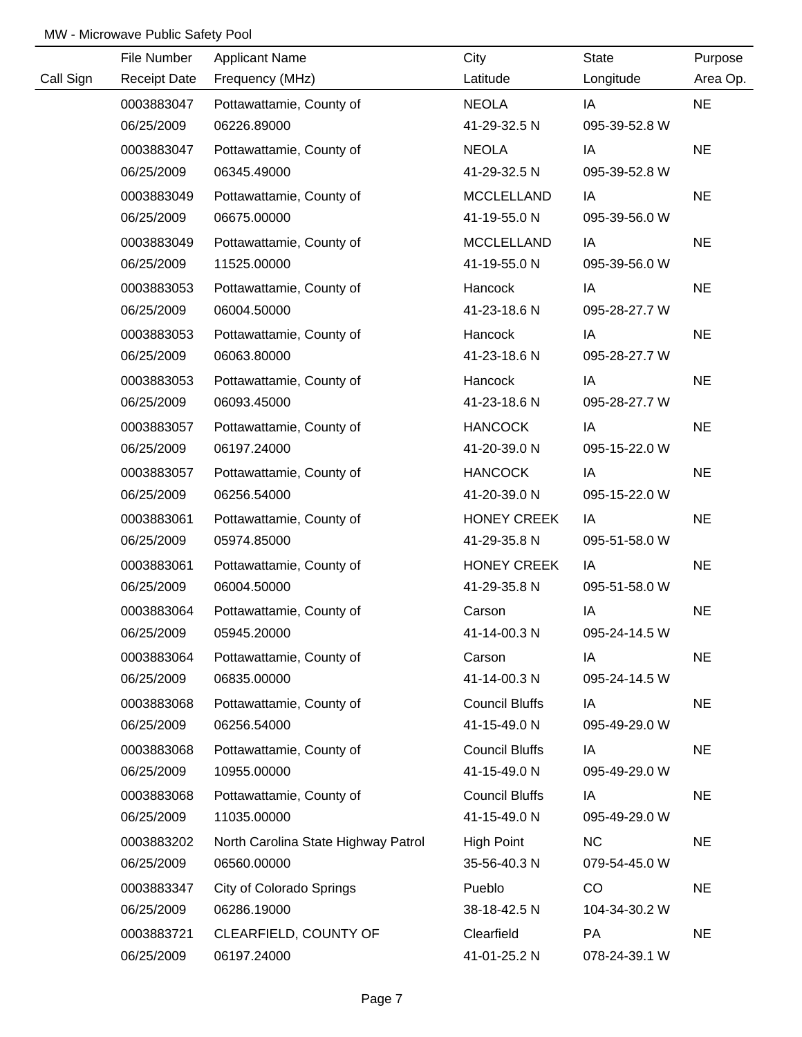MW - Microwave Public Safety Pool

| Call Sign | File Number<br>Receipt Date | Applicant Name<br>Frequency (MHz) | City<br>Latitude | State<br>Longitude | Purpose<br>Area Op. |
|---|---|---|---|---|---|
| | 0003883047<br>06/25/2009 | Pottawattamie, County of<br>06226.89000 | NEOLA<br>41-29-32.5 N | IA<br>095-39-52.8 W | NE |
| | 0003883047<br>06/25/2009 | Pottawattamie, County of<br>06345.49000 | NEOLA<br>41-29-32.5 N | IA<br>095-39-52.8 W | NE |
| | 0003883049<br>06/25/2009 | Pottawattamie, County of<br>06675.00000 | MCCLELLAND<br>41-19-55.0 N | IA<br>095-39-56.0 W | NE |
| | 0003883049<br>06/25/2009 | Pottawattamie, County of<br>11525.00000 | MCCLELLAND<br>41-19-55.0 N | IA<br>095-39-56.0 W | NE |
| | 0003883053<br>06/25/2009 | Pottawattamie, County of<br>06004.50000 | Hancock<br>41-23-18.6 N | IA<br>095-28-27.7 W | NE |
| | 0003883053<br>06/25/2009 | Pottawattamie, County of<br>06063.80000 | Hancock<br>41-23-18.6 N | IA<br>095-28-27.7 W | NE |
| | 0003883053<br>06/25/2009 | Pottawattamie, County of<br>06093.45000 | Hancock<br>41-23-18.6 N | IA<br>095-28-27.7 W | NE |
| | 0003883057<br>06/25/2009 | Pottawattamie, County of<br>06197.24000 | HANCOCK<br>41-20-39.0 N | IA<br>095-15-22.0 W | NE |
| | 0003883057<br>06/25/2009 | Pottawattamie, County of<br>06256.54000 | HANCOCK<br>41-20-39.0 N | IA<br>095-15-22.0 W | NE |
| | 0003883061<br>06/25/2009 | Pottawattamie, County of<br>05974.85000 | HONEY CREEK<br>41-29-35.8 N | IA<br>095-51-58.0 W | NE |
| | 0003883061<br>06/25/2009 | Pottawattamie, County of<br>06004.50000 | HONEY CREEK<br>41-29-35.8 N | IA<br>095-51-58.0 W | NE |
| | 0003883064<br>06/25/2009 | Pottawattamie, County of<br>05945.20000 | Carson<br>41-14-00.3 N | IA<br>095-24-14.5 W | NE |
| | 0003883064<br>06/25/2009 | Pottawattamie, County of<br>06835.00000 | Carson<br>41-14-00.3 N | IA<br>095-24-14.5 W | NE |
| | 0003883068<br>06/25/2009 | Pottawattamie, County of<br>06256.54000 | Council Bluffs<br>41-15-49.0 N | IA<br>095-49-29.0 W | NE |
| | 0003883068<br>06/25/2009 | Pottawattamie, County of<br>10955.00000 | Council Bluffs<br>41-15-49.0 N | IA<br>095-49-29.0 W | NE |
| | 0003883068<br>06/25/2009 | Pottawattamie, County of<br>11035.00000 | Council Bluffs<br>41-15-49.0 N | IA<br>095-49-29.0 W | NE |
| | 0003883202<br>06/25/2009 | North Carolina State Highway Patrol<br>06560.00000 | High Point<br>35-56-40.3 N | NC<br>079-54-45.0 W | NE |
| | 0003883347<br>06/25/2009 | City of Colorado Springs<br>06286.19000 | Pueblo<br>38-18-42.5 N | CO<br>104-34-30.2 W | NE |
| | 0003883721<br>06/25/2009 | CLEARFIELD, COUNTY OF<br>06197.24000 | Clearfield<br>41-01-25.2 N | PA<br>078-24-39.1 W | NE |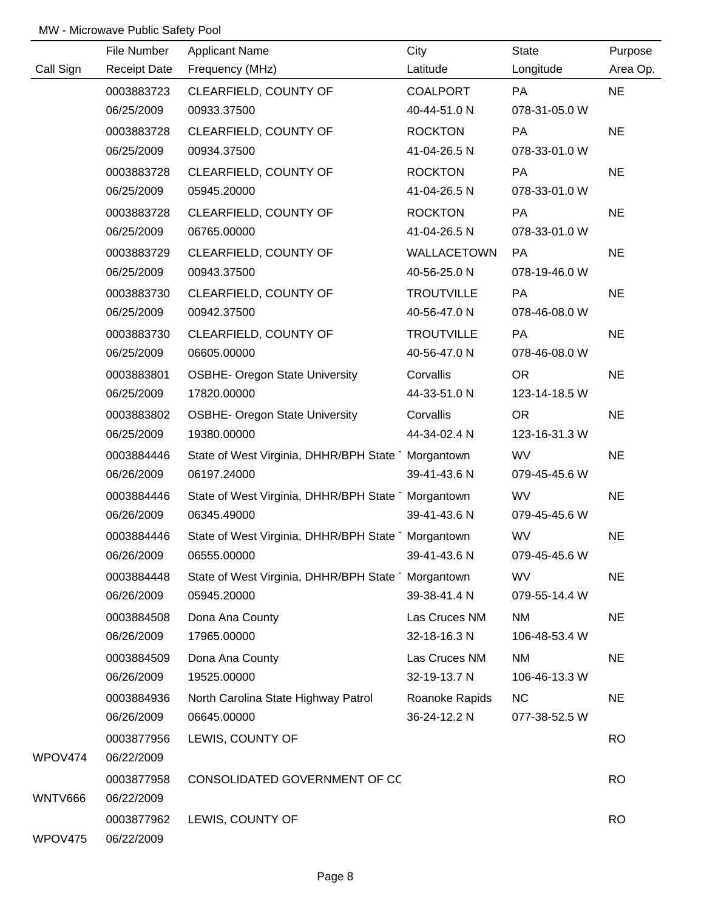MW - Microwave Public Safety Pool

| Call Sign | File Number / Receipt Date | Applicant Name / Frequency (MHz) | City / Latitude | State / Longitude | Purpose / Area Op. |
|---|---|---|---|---|---|
| | 0003883723 | CLEARFIELD, COUNTY OF | COALPORT | PA | NE |
| | 06/25/2009 | 00933.37500 | 40-44-51.0 N | 078-31-05.0 W | |
| | 0003883728 | CLEARFIELD, COUNTY OF | ROCKTON | PA | NE |
| | 06/25/2009 | 00934.37500 | 41-04-26.5 N | 078-33-01.0 W | |
| | 0003883728 | CLEARFIELD, COUNTY OF | ROCKTON | PA | NE |
| | 06/25/2009 | 05945.20000 | 41-04-26.5 N | 078-33-01.0 W | |
| | 0003883728 | CLEARFIELD, COUNTY OF | ROCKTON | PA | NE |
| | 06/25/2009 | 06765.00000 | 41-04-26.5 N | 078-33-01.0 W | |
| | 0003883729 | CLEARFIELD, COUNTY OF | WALLACETOWN | PA | NE |
| | 06/25/2009 | 00943.37500 | 40-56-25.0 N | 078-19-46.0 W | |
| | 0003883730 | CLEARFIELD, COUNTY OF | TROUTVILLE | PA | NE |
| | 06/25/2009 | 00942.37500 | 40-56-47.0 N | 078-46-08.0 W | |
| | 0003883730 | CLEARFIELD, COUNTY OF | TROUTVILLE | PA | NE |
| | 06/25/2009 | 06605.00000 | 40-56-47.0 N | 078-46-08.0 W | |
| | 0003883801 | OSBHE- Oregon State University | Corvallis | OR | NE |
| | 06/25/2009 | 17820.00000 | 44-33-51.0 N | 123-14-18.5 W | |
| | 0003883802 | OSBHE- Oregon State University | Corvallis | OR | NE |
| | 06/25/2009 | 19380.00000 | 44-34-02.4 N | 123-16-31.3 W | |
| | 0003884446 | State of West Virginia, DHHR/BPH State | Morgantown | WV | NE |
| | 06/26/2009 | 06197.24000 | 39-41-43.6 N | 079-45-45.6 W | |
| | 0003884446 | State of West Virginia, DHHR/BPH State | Morgantown | WV | NE |
| | 06/26/2009 | 06345.49000 | 39-41-43.6 N | 079-45-45.6 W | |
| | 0003884446 | State of West Virginia, DHHR/BPH State | Morgantown | WV | NE |
| | 06/26/2009 | 06555.00000 | 39-41-43.6 N | 079-45-45.6 W | |
| | 0003884448 | State of West Virginia, DHHR/BPH State | Morgantown | WV | NE |
| | 06/26/2009 | 05945.20000 | 39-38-41.4 N | 079-55-14.4 W | |
| | 0003884508 | Dona Ana County | Las Cruces NM | NM | NE |
| | 06/26/2009 | 17965.00000 | 32-18-16.3 N | 106-48-53.4 W | |
| | 0003884509 | Dona Ana County | Las Cruces NM | NM | NE |
| | 06/26/2009 | 19525.00000 | 32-19-13.7 N | 106-46-13.3 W | |
| | 0003884936 | North Carolina State Highway Patrol | Roanoke Rapids | NC | NE |
| | 06/26/2009 | 06645.00000 | 36-24-12.2 N | 077-38-52.5 W | |
| | 0003877956 | LEWIS, COUNTY OF | | | RO |
| WPOV474 | 06/22/2009 | | | | |
| | 0003877958 | CONSOLIDATED GOVERNMENT OF CC | | | RO |
| WNTV666 | 06/22/2009 | | | | |
| | 0003877962 | LEWIS, COUNTY OF | | | RO |
| WPOV475 | 06/22/2009 | | | | |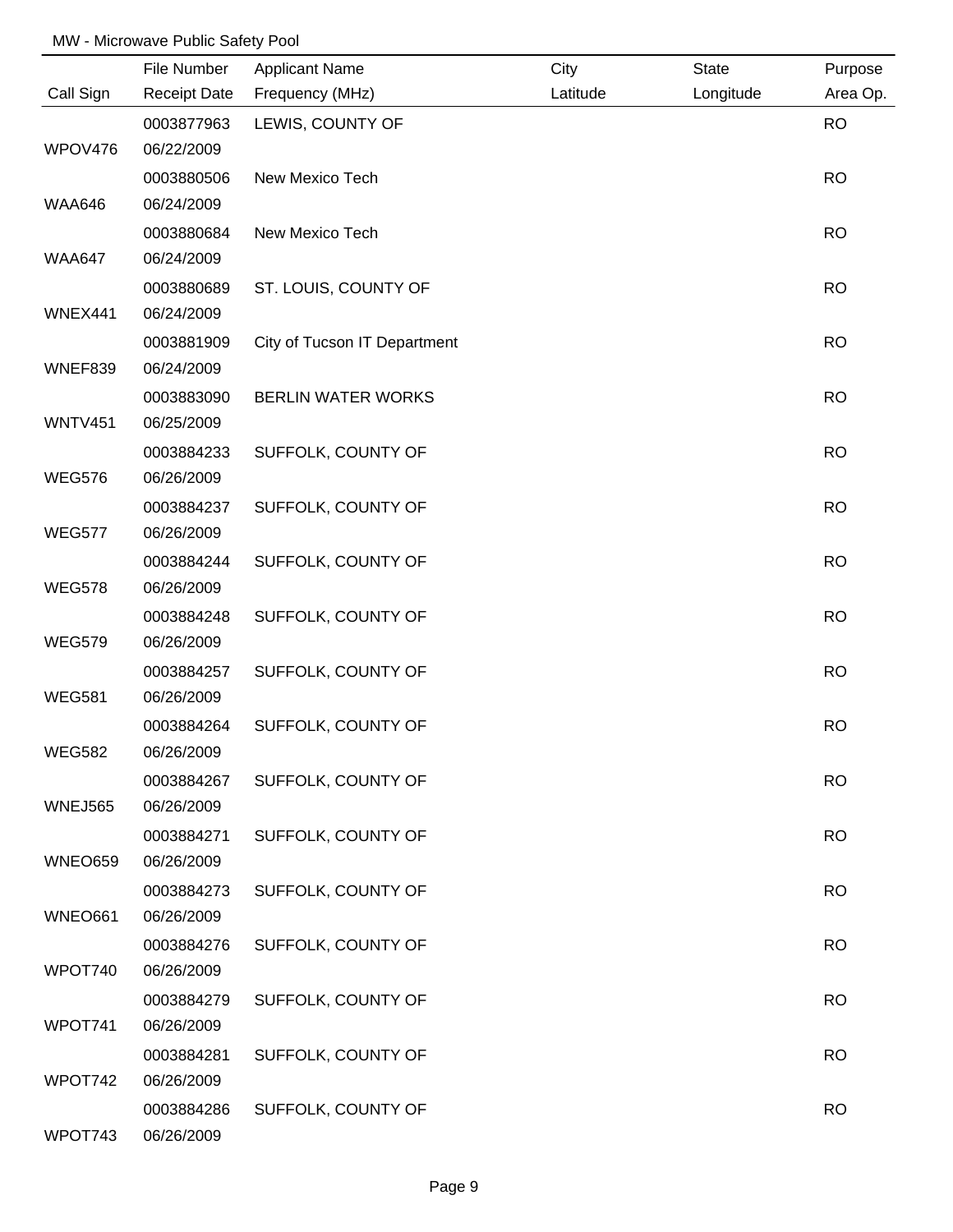MW - Microwave Public Safety Pool

| Call Sign | File Number / Receipt Date | Applicant Name / Frequency (MHz) | City / Latitude | State / Longitude | Purpose / Area Op. |
|---|---|---|---|---|---|
| WPOV476 | 0003877963 / 06/22/2009 | LEWIS, COUNTY OF | | | RO |
| WAA646 | 0003880506 / 06/24/2009 | New Mexico Tech | | | RO |
| WAA647 | 0003880684 / 06/24/2009 | New Mexico Tech | | | RO |
| WNEX441 | 0003880689 / 06/24/2009 | ST. LOUIS, COUNTY OF | | | RO |
| WNEF839 | 0003881909 / 06/24/2009 | City of Tucson IT Department | | | RO |
| WNTV451 | 0003883090 / 06/25/2009 | BERLIN WATER WORKS | | | RO |
| WEG576 | 0003884233 / 06/26/2009 | SUFFOLK, COUNTY OF | | | RO |
| WEG577 | 0003884237 / 06/26/2009 | SUFFOLK, COUNTY OF | | | RO |
| WEG578 | 0003884244 / 06/26/2009 | SUFFOLK, COUNTY OF | | | RO |
| WEG579 | 0003884248 / 06/26/2009 | SUFFOLK, COUNTY OF | | | RO |
| WEG581 | 0003884257 / 06/26/2009 | SUFFOLK, COUNTY OF | | | RO |
| WEG582 | 0003884264 / 06/26/2009 | SUFFOLK, COUNTY OF | | | RO |
| WNEJ565 | 0003884267 / 06/26/2009 | SUFFOLK, COUNTY OF | | | RO |
| WNEO659 | 0003884271 / 06/26/2009 | SUFFOLK, COUNTY OF | | | RO |
| WNEO661 | 0003884273 / 06/26/2009 | SUFFOLK, COUNTY OF | | | RO |
| WPOT740 | 0003884276 / 06/26/2009 | SUFFOLK, COUNTY OF | | | RO |
| WPOT741 | 0003884279 / 06/26/2009 | SUFFOLK, COUNTY OF | | | RO |
| WPOT742 | 0003884281 / 06/26/2009 | SUFFOLK, COUNTY OF | | | RO |
| WPOT743 | 0003884286 / 06/26/2009 | SUFFOLK, COUNTY OF | | | RO |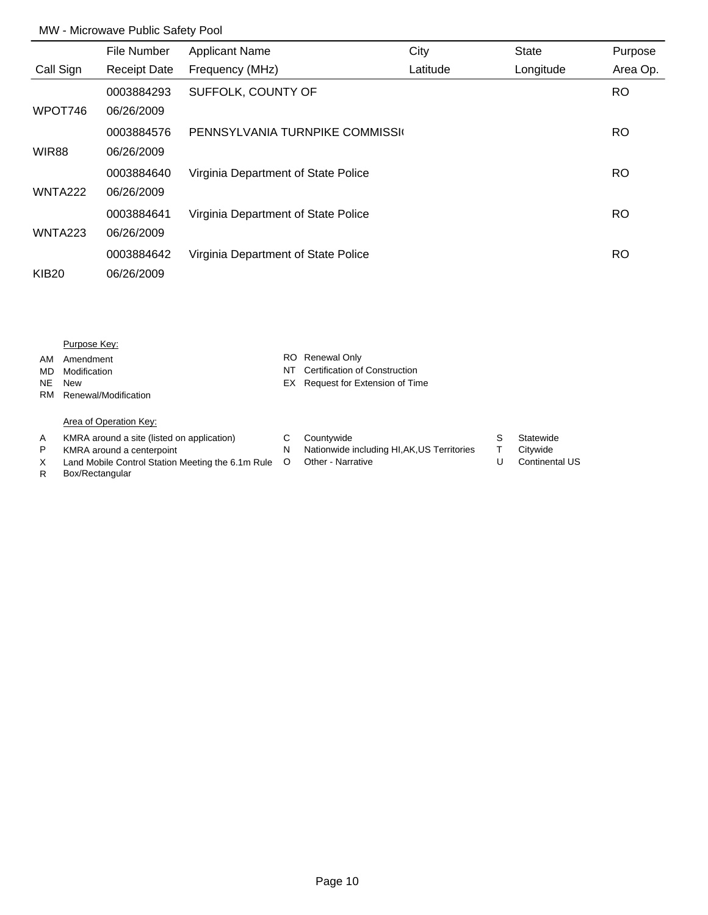MW - Microwave Public Safety Pool

| Call Sign | File Number / Receipt Date | Applicant Name / Frequency (MHz) | City / Latitude | State / Longitude | Purpose / Area Op. |
|---|---|---|---|---|---|
| | 0003884293 | SUFFOLK, COUNTY OF | | | RO |
| WPOT746 | 06/26/2009 | | | | |
| | 0003884576 | PENNSYLVANIA TURNPIKE COMMISSI( | | | RO |
| WIR88 | 06/26/2009 | | | | |
| | 0003884640 | Virginia Department of State Police | | | RO |
| WNTA222 | 06/26/2009 | | | | |
| | 0003884641 | Virginia Department of State Police | | | RO |
| WNTA223 | 06/26/2009 | | | | |
| | 0003884642 | Virginia Department of State Police | | | RO |
| KIB20 | 06/26/2009 | | | | |

Purpose Key:

- AM Amendment
- MD Modification
- NE New
- RM Renewal/Modification
- RO Renewal Only
- NT Certification of Construction
- EX Request for Extension of Time

Area of Operation Key:

- A KMRA around a site (listed on application)
- P KMRA around a centerpoint
- X Land Mobile Control Station Meeting the 6.1m Rule
- R Box/Rectangular
- C Countywide
- N Nationwide including HI,AK,US Territories
- O Other - Narrative
- S Statewide
- T Citywide
- U Continental US